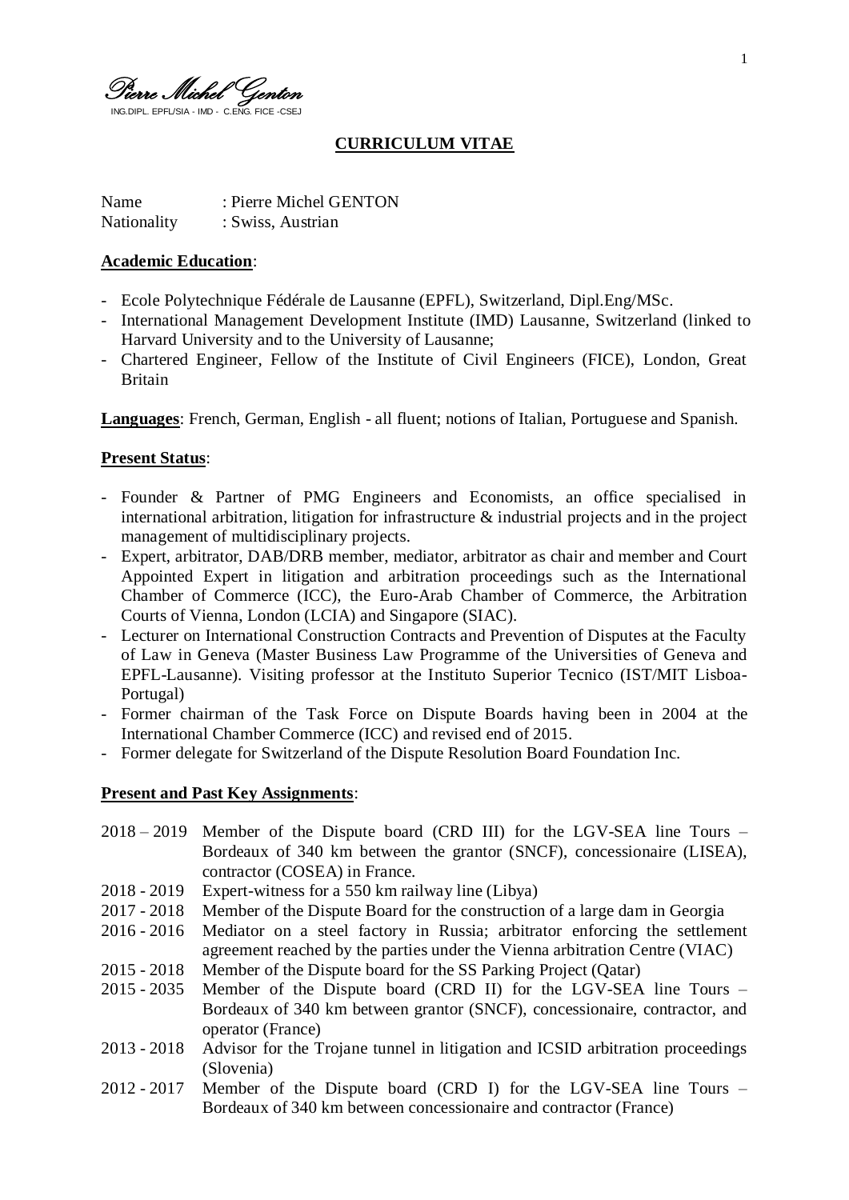*Pierre Michel Genton*

ING.DIPL. EPFL/SIA - IMD - C.ENG. FICE -CSEJ

## CURRICULUM VITAE

Name : Pierre Michel GENTON
Nationality : Swiss, Austrian

**Academic Education**:

- Ecole Polytechnique Fédérale de Lausanne (EPFL), Switzerland, Dipl.Eng/MSc.
- International Management Development Institute (IMD) Lausanne, Switzerland (linked to Harvard University and to the University of Lausanne;
- Chartered Engineer, Fellow of the Institute of Civil Engineers (FICE), London, Great Britain

**Languages**: French, German, English - all fluent; notions of Italian, Portuguese and Spanish.

**Present Status**:

- Founder & Partner of PMG Engineers and Economists, an office specialised in international arbitration, litigation for infrastructure & industrial projects and in the project management of multidisciplinary projects.
- Expert, arbitrator, DAB/DRB member, mediator, arbitrator as chair and member and Court Appointed Expert in litigation and arbitration proceedings such as the International Chamber of Commerce (ICC), the Euro-Arab Chamber of Commerce, the Arbitration Courts of Vienna, London (LCIA) and Singapore (SIAC).
- Lecturer on International Construction Contracts and Prevention of Disputes at the Faculty of Law in Geneva (Master Business Law Programme of the Universities of Geneva and EPFL-Lausanne). Visiting professor at the Instituto Superior Tecnico (IST/MIT Lisboa-Portugal)
- Former chairman of the Task Force on Dispute Boards having been in 2004 at the International Chamber Commerce (ICC) and revised end of 2015.
- Former delegate for Switzerland of the Dispute Resolution Board Foundation Inc.

**Present and Past Key Assignments**:

2018 – 2019 Member of the Dispute board (CRD III) for the LGV-SEA line Tours – Bordeaux of 340 km between the grantor (SNCF), concessionaire (LISEA), contractor (COSEA) in France.

2018 - 2019 Expert-witness for a 550 km railway line (Libya)

2017 - 2018 Member of the Dispute Board for the construction of a large dam in Georgia

2016 - 2016 Mediator on a steel factory in Russia; arbitrator enforcing the settlement agreement reached by the parties under the Vienna arbitration Centre (VIAC)

2015 - 2018 Member of the Dispute board for the SS Parking Project (Qatar)

2015 - 2035 Member of the Dispute board (CRD II) for the LGV-SEA line Tours – Bordeaux of 340 km between grantor (SNCF), concessionaire, contractor, and operator (France)

2013 - 2018 Advisor for the Trojane tunnel in litigation and ICSID arbitration proceedings (Slovenia)

2012 - 2017 Member of the Dispute board (CRD I) for the LGV-SEA line Tours – Bordeaux of 340 km between concessionaire and contractor (France)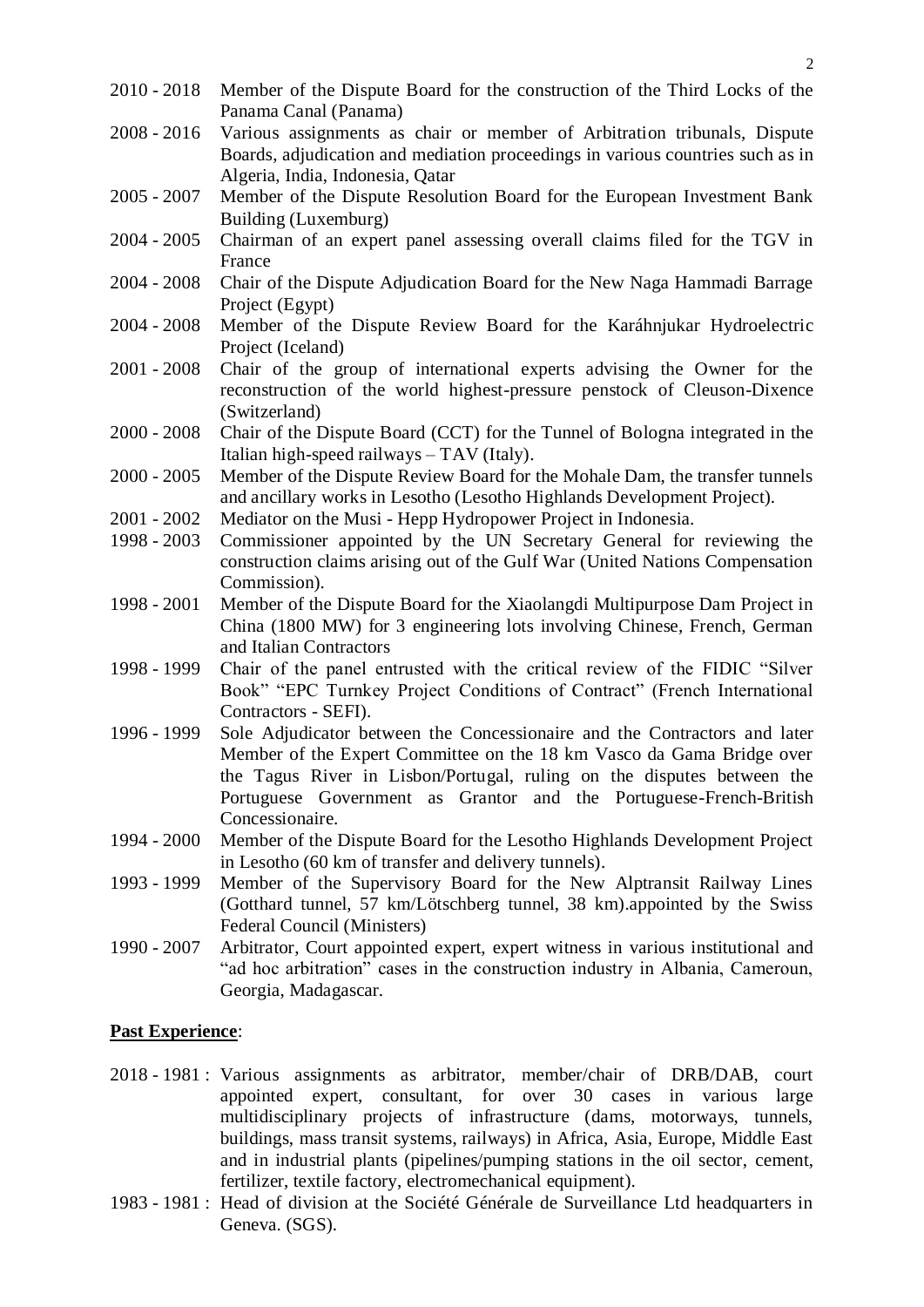2010 - 2018 Member of the Dispute Board for the construction of the Third Locks of the Panama Canal (Panama)

2008 - 2016 Various assignments as chair or member of Arbitration tribunals, Dispute Boards, adjudication and mediation proceedings in various countries such as in Algeria, India, Indonesia, Qatar

2005 - 2007 Member of the Dispute Resolution Board for the European Investment Bank Building (Luxemburg)

2004 - 2005 Chairman of an expert panel assessing overall claims filed for the TGV in France

2004 - 2008 Chair of the Dispute Adjudication Board for the New Naga Hammadi Barrage Project (Egypt)

2004 - 2008 Member of the Dispute Review Board for the Karáhnjukar Hydroelectric Project (Iceland)

2001 - 2008 Chair of the group of international experts advising the Owner for the reconstruction of the world highest-pressure penstock of Cleuson-Dixence (Switzerland)

2000 - 2008 Chair of the Dispute Board (CCT) for the Tunnel of Bologna integrated in the Italian high-speed railways – TAV (Italy).

2000 - 2005 Member of the Dispute Review Board for the Mohale Dam, the transfer tunnels and ancillary works in Lesotho (Lesotho Highlands Development Project).

2001 - 2002 Mediator on the Musi - Hepp Hydropower Project in Indonesia.

1998 - 2003 Commissioner appointed by the UN Secretary General for reviewing the construction claims arising out of the Gulf War (United Nations Compensation Commission).

1998 - 2001 Member of the Dispute Board for the Xiaolangdi Multipurpose Dam Project in China (1800 MW) for 3 engineering lots involving Chinese, French, German and Italian Contractors

1998 - 1999 Chair of the panel entrusted with the critical review of the FIDIC "Silver Book" "EPC Turnkey Project Conditions of Contract" (French International Contractors - SEFI).

1996 - 1999 Sole Adjudicator between the Concessionaire and the Contractors and later Member of the Expert Committee on the 18 km Vasco da Gama Bridge over the Tagus River in Lisbon/Portugal, ruling on the disputes between the Portuguese Government as Grantor and the Portuguese-French-British Concessionaire.

1994 - 2000 Member of the Dispute Board for the Lesotho Highlands Development Project in Lesotho (60 km of transfer and delivery tunnels).

1993 - 1999 Member of the Supervisory Board for the New Alptransit Railway Lines (Gotthard tunnel, 57 km/Lötschberg tunnel, 38 km).appointed by the Swiss Federal Council (Ministers)

1990 - 2007 Arbitrator, Court appointed expert, expert witness in various institutional and "ad hoc arbitration" cases in the construction industry in Albania, Cameroun, Georgia, Madagascar.

**Past Experience**:

2018 - 1981 : Various assignments as arbitrator, member/chair of DRB/DAB, court appointed expert, consultant, for over 30 cases in various large multidisciplinary projects of infrastructure (dams, motorways, tunnels, buildings, mass transit systems, railways) in Africa, Asia, Europe, Middle East and in industrial plants (pipelines/pumping stations in the oil sector, cement, fertilizer, textile factory, electromechanical equipment).

1983 - 1981 : Head of division at the Société Générale de Surveillance Ltd headquarters in Geneva. (SGS).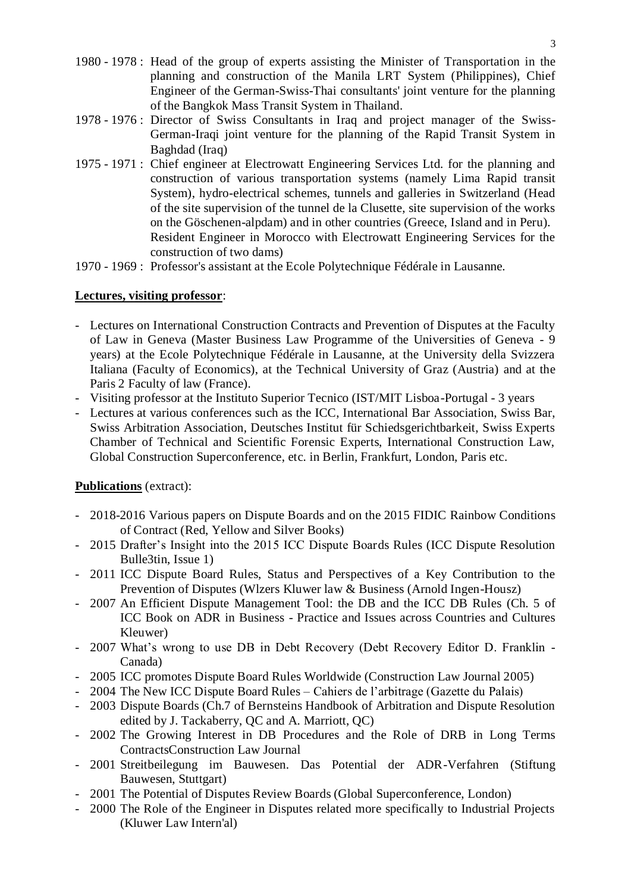1980 - 1978 : Head of the group of experts assisting the Minister of Transportation in the planning and construction of the Manila LRT System (Philippines), Chief Engineer of the German-Swiss-Thai consultants' joint venture for the planning of the Bangkok Mass Transit System in Thailand.

1978 - 1976 : Director of Swiss Consultants in Iraq and project manager of the Swiss-German-Iraqi joint venture for the planning of the Rapid Transit System in Baghdad (Iraq)

1975 - 1971 : Chief engineer at Electrowatt Engineering Services Ltd. for the planning and construction of various transportation systems (namely Lima Rapid transit System), hydro-electrical schemes, tunnels and galleries in Switzerland (Head of the site supervision of the tunnel de la Clusette, site supervision of the works on the Göschenen-alpdam) and in other countries (Greece, Island and in Peru). Resident Engineer in Morocco with Electrowatt Engineering Services for the construction of two dams)

1970 - 1969 : Professor's assistant at the Ecole Polytechnique Fédérale in Lausanne.

**Lectures, visiting professor**:

- Lectures on International Construction Contracts and Prevention of Disputes at the Faculty of Law in Geneva (Master Business Law Programme of the Universities of Geneva - 9 years) at the Ecole Polytechnique Fédérale in Lausanne, at the University della Svizzera Italiana (Faculty of Economics), at the Technical University of Graz (Austria) and at the Paris 2 Faculty of law (France).
- Visiting professor at the Instituto Superior Tecnico (IST/MIT Lisboa-Portugal - 3 years
- Lectures at various conferences such as the ICC, International Bar Association, Swiss Bar, Swiss Arbitration Association, Deutsches Institut für Schiedsgerichtbarkeit, Swiss Experts Chamber of Technical and Scientific Forensic Experts, International Construction Law, Global Construction Superconference, etc. in Berlin, Frankfurt, London, Paris etc.

**Publications** (extract):

- 2018-2016 Various papers on Dispute Boards and on the 2015 FIDIC Rainbow Conditions of Contract (Red, Yellow and Silver Books)
- 2015 Drafter's Insight into the 2015 ICC Dispute Boards Rules (ICC Dispute Resolution Bulle3tin, Issue 1)
- 2011 ICC Dispute Board Rules, Status and Perspectives of a Key Contribution to the Prevention of Disputes (Wlzers Kluwer law & Business (Arnold Ingen-Housz)
- 2007 An Efficient Dispute Management Tool: the DB and the ICC DB Rules (Ch. 5 of ICC Book on ADR in Business - Practice and Issues across Countries and Cultures Kleuwer)
- 2007 What's wrong to use DB in Debt Recovery (Debt Recovery Editor D. Franklin - Canada)
- 2005 ICC promotes Dispute Board Rules Worldwide (Construction Law Journal 2005)
- 2004 The New ICC Dispute Board Rules – Cahiers de l'arbitrage (Gazette du Palais)
- 2003 Dispute Boards (Ch.7 of Bernsteins Handbook of Arbitration and Dispute Resolution edited by J. Tackaberry, QC and A. Marriott, QC)
- 2002 The Growing Interest in DB Procedures and the Role of DRB in Long Terms ContractsConstruction Law Journal
- 2001 Streitbeilegung im Bauwesen. Das Potential der ADR-Verfahren (Stiftung Bauwesen, Stuttgart)
- 2001 The Potential of Disputes Review Boards (Global Superconference, London)
- 2000 The Role of the Engineer in Disputes related more specifically to Industrial Projects (Kluwer Law Intern'al)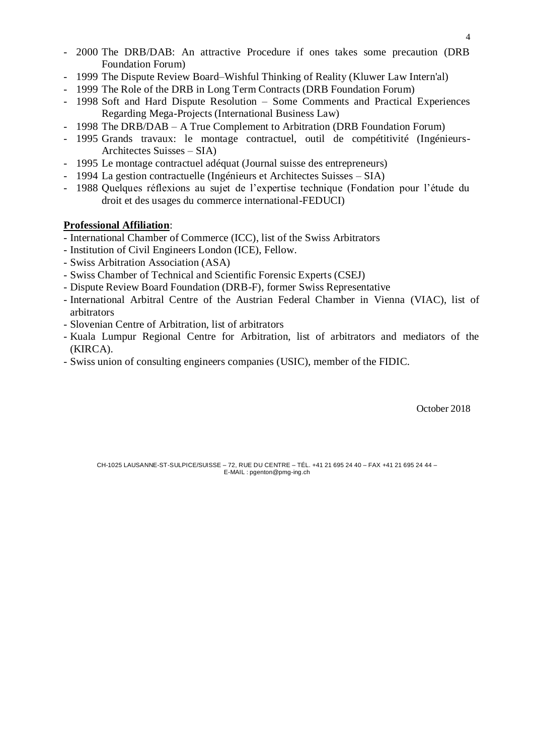- 2000 The DRB/DAB: An attractive Procedure if ones takes some precaution (DRB Foundation Forum)
- 1999 The Dispute Review Board–Wishful Thinking of Reality (Kluwer Law Intern'al)
- 1999 The Role of the DRB in Long Term Contracts (DRB Foundation Forum)
- 1998 Soft and Hard Dispute Resolution – Some Comments and Practical Experiences Regarding Mega-Projects (International Business Law)
- 1998 The DRB/DAB – A True Complement to Arbitration (DRB Foundation Forum)
- 1995 Grands travaux: le montage contractuel, outil de compétitivité (Ingénieurs-Architectes Suisses – SIA)
- 1995 Le montage contractuel adéquat (Journal suisse des entrepreneurs)
- 1994 La gestion contractuelle (Ingénieurs et Architectes Suisses – SIA)
- 1988 Quelques réflexions au sujet de l'expertise technique (Fondation pour l'étude du droit et des usages du commerce international-FEDUCI)

**Professional Affiliation**:

- International Chamber of Commerce (ICC), list of the Swiss Arbitrators
- Institution of Civil Engineers London (ICE), Fellow.
- Swiss Arbitration Association (ASA)
- Swiss Chamber of Technical and Scientific Forensic Experts (CSEJ)
- Dispute Review Board Foundation (DRB-F), former Swiss Representative
- International Arbitral Centre of the Austrian Federal Chamber in Vienna (VIAC), list of arbitrators
- Slovenian Centre of Arbitration, list of arbitrators
- Kuala Lumpur Regional Centre for Arbitration, list of arbitrators and mediators of the (KIRCA).
- Swiss union of consulting engineers companies (USIC), member of the FIDIC.

October 2018

CH-1025 LAUSANNE-ST-SULPICE/SUISSE – 72, RUE DU CENTRE – TÉL. +41 21 695 24 40 – FAX +41 21 695 24 44 – E-MAIL : pgenton@pmg-ing.ch